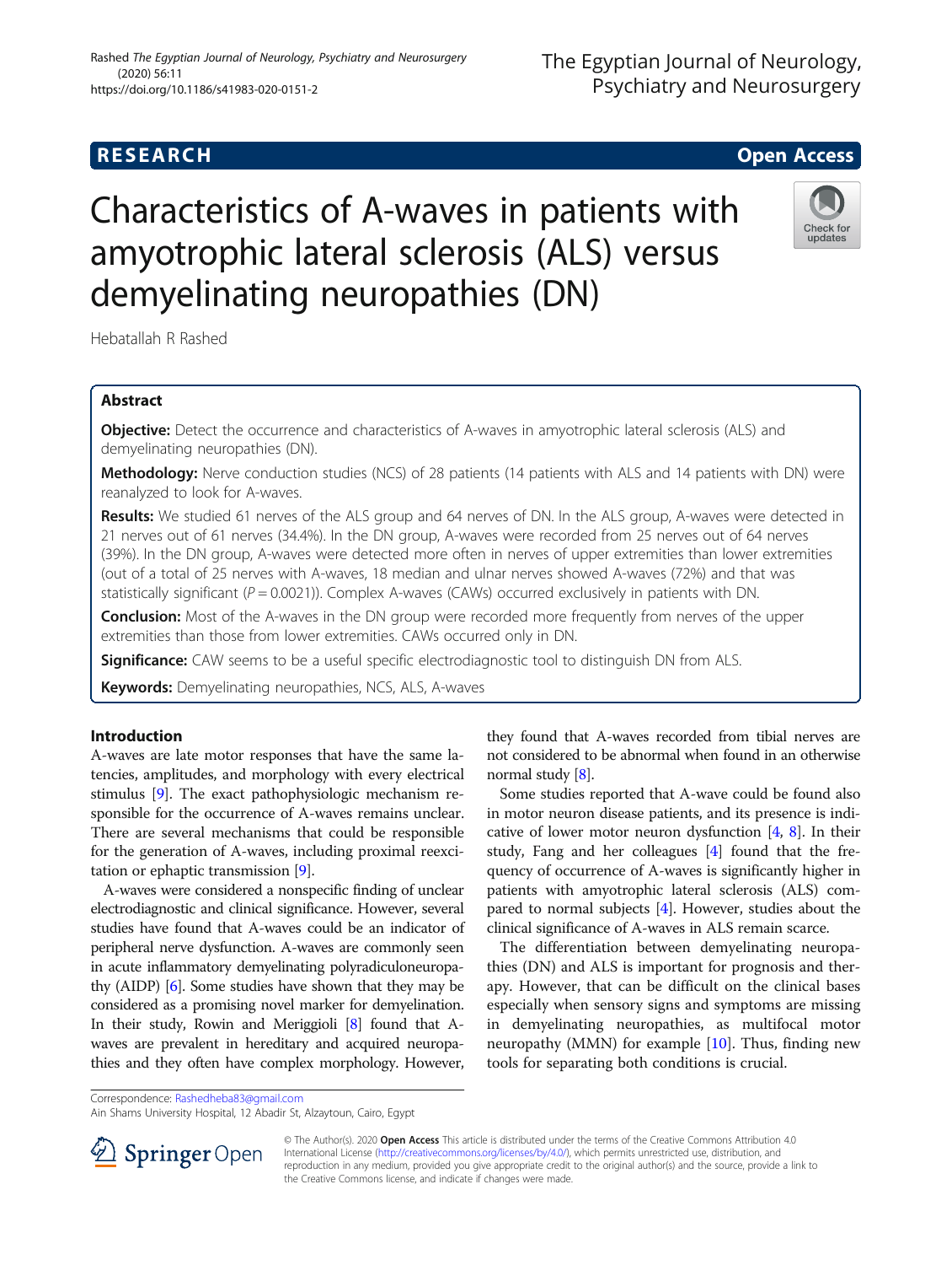# Characteristics of A-waves in patients with amyotrophic lateral sclerosis (ALS) versus demyelinating neuropathies (DN)

Hebatallah R Rashed

## Abstract

**Objective:** Detect the occurrence and characteristics of A-waves in amyotrophic lateral sclerosis (ALS) and demyelinating neuropathies (DN).

**Methodology:** Nerve conduction studies (NCS) of 28 patients (14 patients with ALS and 14 patients with DN) were reanalyzed to look for A-waves.

**Results:** We studied 61 nerves of the ALS group and 64 nerves of DN. In the ALS group, A-waves were detected in 21 nerves out of 61 nerves (34.4%). In the DN group, A-waves were recorded from 25 nerves out of 64 nerves (39%). In the DN group, A-waves were detected more often in nerves of upper extremities than lower extremities (out of a total of 25 nerves with A-waves, 18 median and ulnar nerves showed A-waves (72%) and that was statistically significant ($P = 0.0021$)). Complex A-waves (CAWs) occurred exclusively in patients with DN.

**Conclusion:** Most of the A-waves in the DN group were recorded more frequently from nerves of the upper extremities than those from lower extremities. CAWs occurred only in DN.

**Significance:** CAW seems to be a useful specific electrodiagnostic tool to distinguish DN from ALS.

**Keywords:** Demyelinating neuropathies, NCS, ALS, A-waves

## Introduction

A-waves are late motor responses that have the same latencies, amplitudes, and morphology with every electrical stimulus [9]. The exact pathophysiologic mechanism responsible for the occurrence of A-waves remains unclear. There are several mechanisms that could be responsible for the generation of A-waves, including proximal reexcitation or ephaptic transmission [9].

A-waves were considered a nonspecific finding of unclear electrodiagnostic and clinical significance. However, several studies have found that A-waves could be an indicator of peripheral nerve dysfunction. A-waves are commonly seen in acute inflammatory demyelinating polyradiculoneuropathy (AIDP) [6]. Some studies have shown that they may be considered as a promising novel marker for demyelination. In their study, Rowin and Meriggioli [8] found that A-waves are prevalent in hereditary and acquired neuropathies and they often have complex morphology. However, they found that A-waves recorded from tibial nerves are not considered to be abnormal when found in an otherwise normal study [8].

Some studies reported that A-wave could be found also in motor neuron disease patients, and its presence is indicative of lower motor neuron dysfunction [4, 8]. In their study, Fang and her colleagues [4] found that the frequency of occurrence of A-waves is significantly higher in patients with amyotrophic lateral sclerosis (ALS) compared to normal subjects [4]. However, studies about the clinical significance of A-waves in ALS remain scarce.

The differentiation between demyelinating neuropathies (DN) and ALS is important for prognosis and therapy. However, that can be difficult on the clinical bases especially when sensory signs and symptoms are missing in demyelinating neuropathies, as multifocal motor neuropathy (MMN) for example [10]. Thus, finding new tools for separating both conditions is crucial.

Correspondence: Rashedheba83@gmail.com
Ain Shams University Hospital, 12 Abadir St, Alzaytoun, Cairo, Egypt

© The Author(s). 2020 **Open Access** This article is distributed under the terms of the Creative Commons Attribution 4.0 International License (http://creativecommons.org/licenses/by/4.0/), which permits unrestricted use, distribution, and reproduction in any medium, provided you give appropriate credit to the original author(s) and the source, provide a link to the Creative Commons license, and indicate if changes were made.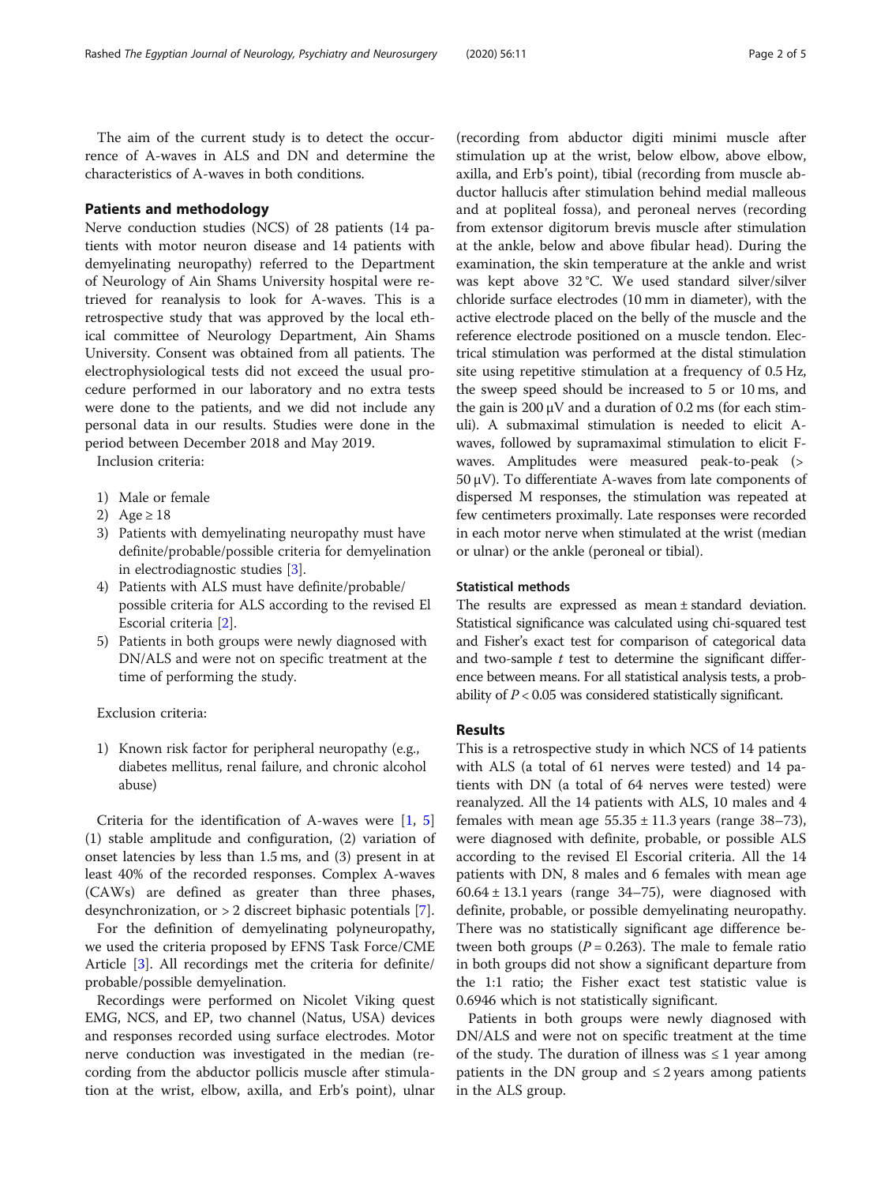The aim of the current study is to detect the occurrence of A-waves in ALS and DN and determine the characteristics of A-waves in both conditions.

## Patients and methodology

Nerve conduction studies (NCS) of 28 patients (14 patients with motor neuron disease and 14 patients with demyelinating neuropathy) referred to the Department of Neurology of Ain Shams University hospital were retrieved for reanalysis to look for A-waves. This is a retrospective study that was approved by the local ethical committee of Neurology Department, Ain Shams University. Consent was obtained from all patients. The electrophysiological tests did not exceed the usual procedure performed in our laboratory and no extra tests were done to the patients, and we did not include any personal data in our results. Studies were done in the period between December 2018 and May 2019.

Inclusion criteria:

1) Male or female
2) Age ≥ 18
3) Patients with demyelinating neuropathy must have definite/probable/possible criteria for demyelination in electrodiagnostic studies [3].
4) Patients with ALS must have definite/probable/possible criteria for ALS according to the revised El Escorial criteria [2].
5) Patients in both groups were newly diagnosed with DN/ALS and were not on specific treatment at the time of performing the study.

Exclusion criteria:

1) Known risk factor for peripheral neuropathy (e.g., diabetes mellitus, renal failure, and chronic alcohol abuse)

Criteria for the identification of A-waves were [1, 5] (1) stable amplitude and configuration, (2) variation of onset latencies by less than 1.5 ms, and (3) present in at least 40% of the recorded responses. Complex A-waves (CAWs) are defined as greater than three phases, desynchronization, or > 2 discreet biphasic potentials [7].

For the definition of demyelinating polyneuropathy, we used the criteria proposed by EFNS Task Force/CME Article [3]. All recordings met the criteria for definite/probable/possible demyelination.

Recordings were performed on Nicolet Viking quest EMG, NCS, and EP, two channel (Natus, USA) devices and responses recorded using surface electrodes. Motor nerve conduction was investigated in the median (recording from the abductor pollicis muscle after stimulation at the wrist, elbow, axilla, and Erb's point), ulnar (recording from abductor digiti minimi muscle after stimulation up at the wrist, below elbow, above elbow, axilla, and Erb's point), tibial (recording from muscle abductor hallucis after stimulation behind medial malleous and at popliteal fossa), and peroneal nerves (recording from extensor digitorum brevis muscle after stimulation at the ankle, below and above fibular head). During the examination, the skin temperature at the ankle and wrist was kept above 32 °C. We used standard silver/silver chloride surface electrodes (10 mm in diameter), with the active electrode placed on the belly of the muscle and the reference electrode positioned on a muscle tendon. Electrical stimulation was performed at the distal stimulation site using repetitive stimulation at a frequency of 0.5 Hz, the sweep speed should be increased to 5 or 10 ms, and the gain is 200 μV and a duration of 0.2 ms (for each stimuli). A submaximal stimulation is needed to elicit A-waves, followed by supramaximal stimulation to elicit F-waves. Amplitudes were measured peak-to-peak (> 50 μV). To differentiate A-waves from late components of dispersed M responses, the stimulation was repeated at few centimeters proximally. Late responses were recorded in each motor nerve when stimulated at the wrist (median or ulnar) or the ankle (peroneal or tibial).

### Statistical methods

The results are expressed as mean ± standard deviation. Statistical significance was calculated using chi-squared test and Fisher's exact test for comparison of categorical data and two-sample *t* test to determine the significant difference between means. For all statistical analysis tests, a probability of $P < 0.05$ was considered statistically significant.

## Results

This is a retrospective study in which NCS of 14 patients with ALS (a total of 61 nerves were tested) and 14 patients with DN (a total of 64 nerves were tested) were reanalyzed. All the 14 patients with ALS, 10 males and 4 females with mean age 55.35 ± 11.3 years (range 38–73), were diagnosed with definite, probable, or possible ALS according to the revised El Escorial criteria. All the 14 patients with DN, 8 males and 6 females with mean age 60.64 ± 13.1 years (range 34–75), were diagnosed with definite, probable, or possible demyelinating neuropathy. There was no statistically significant age difference between both groups ($P = 0.263$). The male to female ratio in both groups did not show a significant departure from the 1:1 ratio; the Fisher exact test statistic value is 0.6946 which is not statistically significant.

Patients in both groups were newly diagnosed with DN/ALS and were not on specific treatment at the time of the study. The duration of illness was ≤ 1 year among patients in the DN group and ≤ 2 years among patients in the ALS group.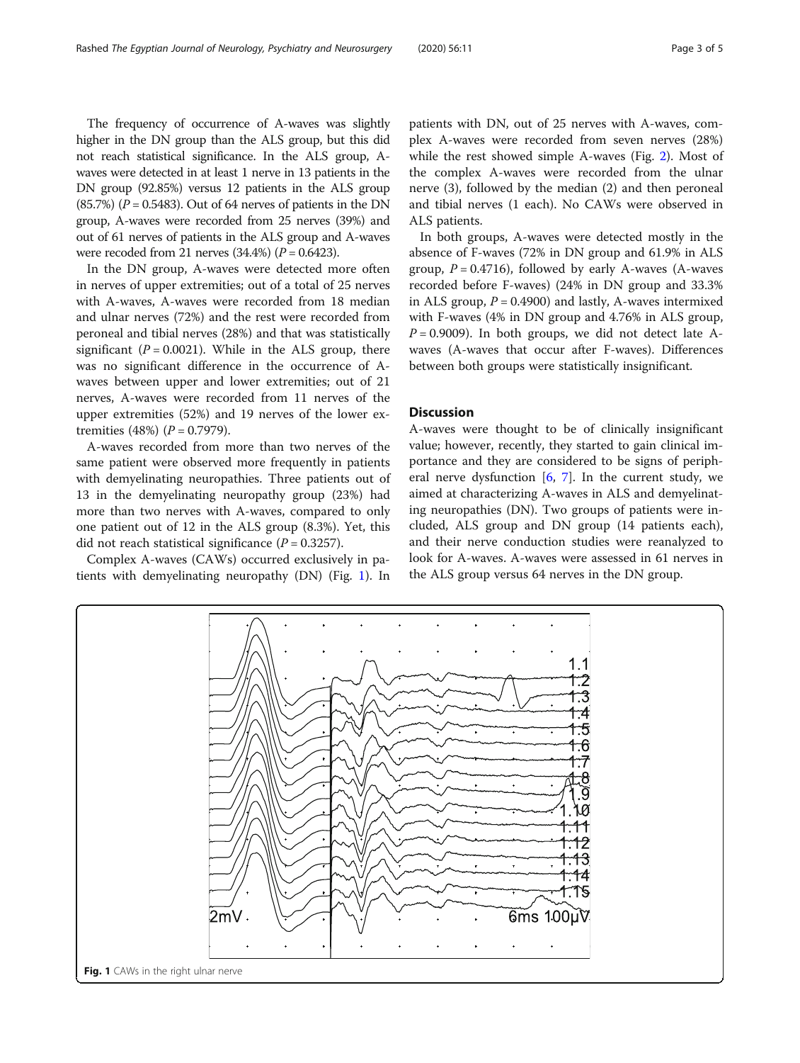The frequency of occurrence of A-waves was slightly higher in the DN group than the ALS group, but this did not reach statistical significance. In the ALS group, A-waves were detected in at least 1 nerve in 13 patients in the DN group (92.85%) versus 12 patients in the ALS group (85.7%) ($P = 0.5483$). Out of 64 nerves of patients in the DN group, A-waves were recorded from 25 nerves (39%) and out of 61 nerves of patients in the ALS group and A-waves were recoded from 21 nerves (34.4%) ($P = 0.6423$).

In the DN group, A-waves were detected more often in nerves of upper extremities; out of a total of 25 nerves with A-waves, A-waves were recorded from 18 median and ulnar nerves (72%) and the rest were recorded from peroneal and tibial nerves (28%) and that was statistically significant ($P = 0.0021$). While in the ALS group, there was no significant difference in the occurrence of A-waves between upper and lower extremities; out of 21 nerves, A-waves were recorded from 11 nerves of the upper extremities (52%) and 19 nerves of the lower extremities (48%) ($P = 0.7979$).

A-waves recorded from more than two nerves of the same patient were observed more frequently in patients with demyelinating neuropathies. Three patients out of 13 in the demyelinating neuropathy group (23%) had more than two nerves with A-waves, compared to only one patient out of 12 in the ALS group (8.3%). Yet, this did not reach statistical significance ($P = 0.3257$).

Complex A-waves (CAWs) occurred exclusively in patients with demyelinating neuropathy (DN) (Fig. 1). In patients with DN, out of 25 nerves with A-waves, complex A-waves were recorded from seven nerves (28%) while the rest showed simple A-waves (Fig. 2). Most of the complex A-waves were recorded from the ulnar nerve (3), followed by the median (2) and then peroneal and tibial nerves (1 each). No CAWs were observed in ALS patients.

In both groups, A-waves were detected mostly in the absence of F-waves (72% in DN group and 61.9% in ALS group, $P = 0.4716$), followed by early A-waves (A-waves recorded before F-waves) (24% in DN group and 33.3% in ALS group, $P = 0.4900$) and lastly, A-waves intermixed with F-waves (4% in DN group and 4.76% in ALS group, $P = 0.9009$). In both groups, we did not detect late A-waves (A-waves that occur after F-waves). Differences between both groups were statistically insignificant.

## Discussion

A-waves were thought to be of clinically insignificant value; however, recently, they started to gain clinical importance and they are considered to be signs of peripheral nerve dysfunction [6, 7]. In the current study, we aimed at characterizing A-waves in ALS and demyelinating neuropathies (DN). Two groups of patients were included, ALS group and DN group (14 patients each), and their nerve conduction studies were reanalyzed to look for A-waves. A-waves were assessed in 61 nerves in the ALS group versus 64 nerves in the DN group.

Fig. 1 CAWs in the right ulnar nerve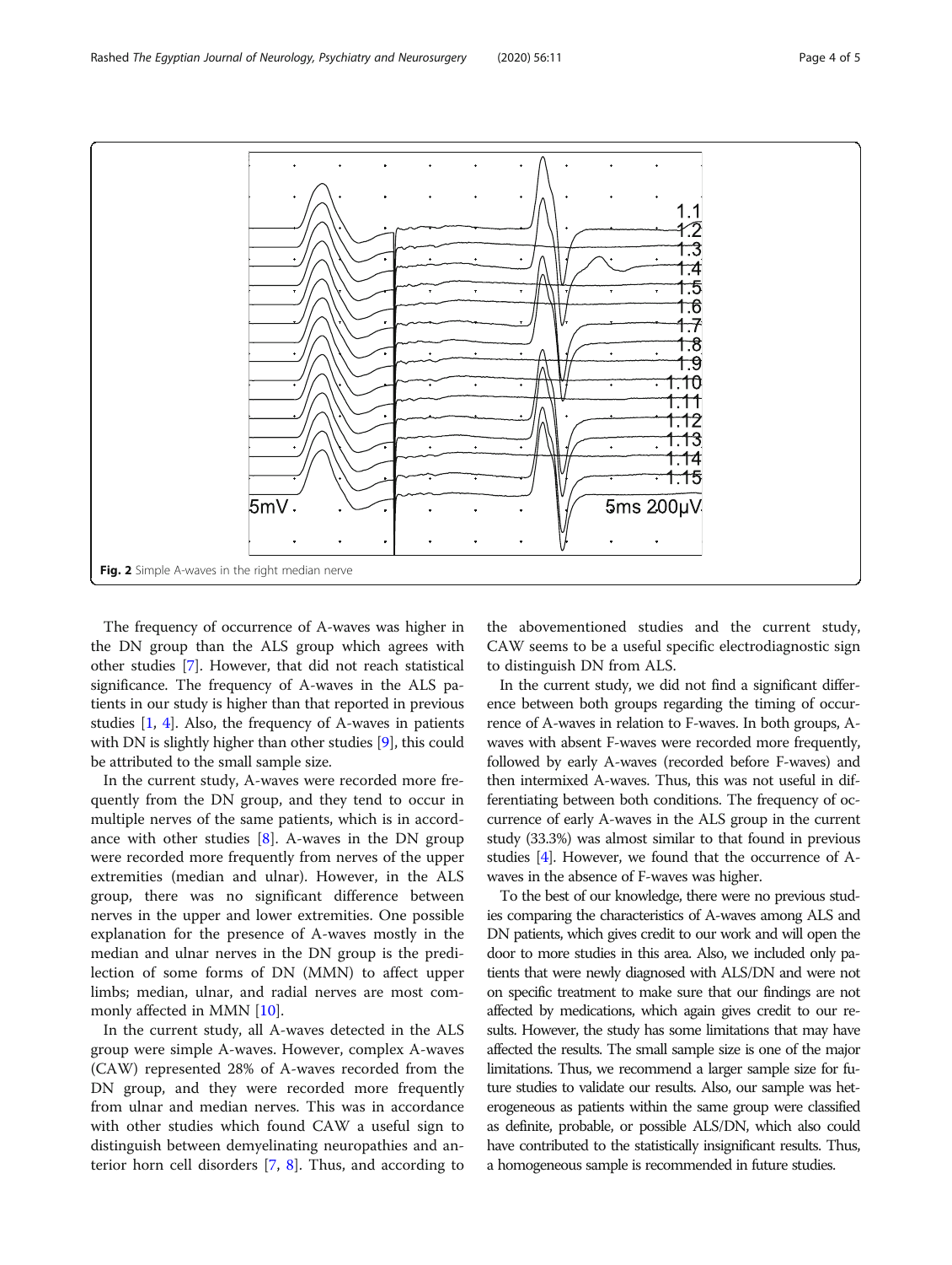Fig. 2 Simple A-waves in the right median nerve

The frequency of occurrence of A-waves was higher in the DN group than the ALS group which agrees with other studies [7]. However, that did not reach statistical significance. The frequency of A-waves in the ALS patients in our study is higher than that reported in previous studies [1, 4]. Also, the frequency of A-waves in patients with DN is slightly higher than other studies [9], this could be attributed to the small sample size.

In the current study, A-waves were recorded more frequently from the DN group, and they tend to occur in multiple nerves of the same patients, which is in accordance with other studies [8]. A-waves in the DN group were recorded more frequently from nerves of the upper extremities (median and ulnar). However, in the ALS group, there was no significant difference between nerves in the upper and lower extremities. One possible explanation for the presence of A-waves mostly in the median and ulnar nerves in the DN group is the predilection of some forms of DN (MMN) to affect upper limbs; median, ulnar, and radial nerves are most commonly affected in MMN [10].

In the current study, all A-waves detected in the ALS group were simple A-waves. However, complex A-waves (CAW) represented 28% of A-waves recorded from the DN group, and they were recorded more frequently from ulnar and median nerves. This was in accordance with other studies which found CAW a useful sign to distinguish between demyelinating neuropathies and anterior horn cell disorders [7, 8]. Thus, and according to the abovementioned studies and the current study, CAW seems to be a useful specific electrodiagnostic sign to distinguish DN from ALS.

In the current study, we did not find a significant difference between both groups regarding the timing of occurrence of A-waves in relation to F-waves. In both groups, A-waves with absent F-waves were recorded more frequently, followed by early A-waves (recorded before F-waves) and then intermixed A-waves. Thus, this was not useful in differentiating between both conditions. The frequency of occurrence of early A-waves in the ALS group in the current study (33.3%) was almost similar to that found in previous studies [4]. However, we found that the occurrence of A-waves in the absence of F-waves was higher.

To the best of our knowledge, there were no previous studies comparing the characteristics of A-waves among ALS and DN patients, which gives credit to our work and will open the door to more studies in this area. Also, we included only patients that were newly diagnosed with ALS/DN and were not on specific treatment to make sure that our findings are not affected by medications, which again gives credit to our results. However, the study has some limitations that may have affected the results. The small sample size is one of the major limitations. Thus, we recommend a larger sample size for future studies to validate our results. Also, our sample was heterogeneous as patients within the same group were classified as definite, probable, or possible ALS/DN, which also could have contributed to the statistically insignificant results. Thus, a homogeneous sample is recommended in future studies.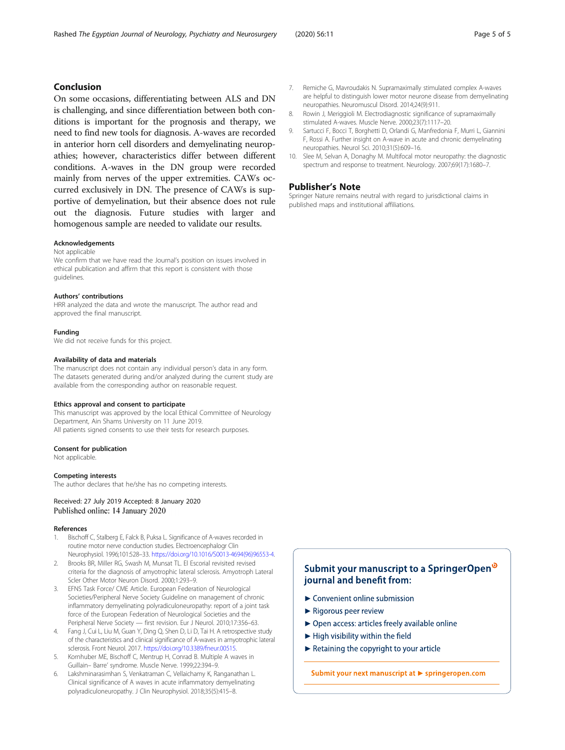## Conclusion

On some occasions, differentiating between ALS and DN is challenging, and since differentiation between both conditions is important for the prognosis and therapy, we need to find new tools for diagnosis. A-waves are recorded in anterior horn cell disorders and demyelinating neuropathies; however, characteristics differ between different conditions. A-waves in the DN group were recorded mainly from nerves of the upper extremities. CAWs occurred exclusively in DN. The presence of CAWs is supportive of demyelination, but their absence does not rule out the diagnosis. Future studies with larger and homogenous sample are needed to validate our results.

#### Acknowledgements

Not applicable

We confirm that we have read the Journal's position on issues involved in ethical publication and affirm that this report is consistent with those guidelines.

#### Authors' contributions

HRR analyzed the data and wrote the manuscript. The author read and approved the final manuscript.

#### Funding

We did not receive funds for this project.

#### Availability of data and materials

The manuscript does not contain any individual person's data in any form. The datasets generated during and/or analyzed during the current study are available from the corresponding author on reasonable request.

#### Ethics approval and consent to participate

This manuscript was approved by the local Ethical Committee of Neurology Department, Ain Shams University on 11 June 2019.

All patients signed consents to use their tests for research purposes.

#### Consent for publication

Not applicable.

#### Competing interests

The author declares that he/she has no competing interests.

Received: 27 July 2019 Accepted: 8 January 2020
Published online: 14 January 2020

#### References

1. Bischoff C, Stalberg E, Falck B, Puksa L. Significance of A-waves recorded in routine motor nerve conduction studies. Electroencephalogr Clin Neurophysiol. 1996;101:528–33. https://doi.org/10.1016/S0013-4694(96)96553-4.
2. Brooks BR, Miller RG, Swash M, Munsat TL. El Escorial revisited revised criteria for the diagnosis of amyotrophic lateral sclerosis. Amyotroph Lateral Scler Other Motor Neuron Disord. 2000;1:293–9.
3. EFNS Task Force/ CME Article. European Federation of Neurological Societies/Peripheral Nerve Society Guideline on management of chronic inflammatory demyelinating polyradiculoneuropathy: report of a joint task force of the European Federation of Neurological Societies and the Peripheral Nerve Society — first revision. Eur J Neurol. 2010;17:356–63.
4. Fang J, Cui L, Liu M, Guan Y, Ding Q, Shen D, Li D, Tai H. A retrospective study of the characteristics and clinical significance of A-waves in amyotrophic lateral sclerosis. Front Neurol. 2017. https://doi.org/10.3389/fneur.00515.
5. Kornhuber ME, Bischoff C, Mentrup H, Conrad B. Multiple A waves in Guillain– Barre' syndrome. Muscle Nerve. 1999;22:394–9.
6. Lakshminarasimhan S, Venkatraman C, Vellaichamy K, Ranganathan L. Clinical significance of A waves in acute inflammatory demyelinating polyradiculoneuropathy. J Clin Neurophysiol. 2018;35(5):415–8.
7. Remiche G, Mavroudakis N. Supramaximally stimulated complex A-waves are helpful to distinguish lower motor neurone disease from demyelinating neuropathies. Neuromuscul Disord. 2014;24(9):911.
8. Rowin J, Meriggioli M. Electrodiagnostic significance of supramaximally stimulated A-waves. Muscle Nerve. 2000;23(7):1117–20.
9. Sartucci F, Bocci T, Borghetti D, Orlandi G, Manfredonia F, Murri L, Giannini F, Rossi A. Further insight on A-wave in acute and chronic demyelinating neuropathies. Neurol Sci. 2010;31(5):609–16.
10. Slee M, Selvan A, Donaghy M. Multifocal motor neuropathy: the diagnostic spectrum and response to treatment. Neurology. 2007;69(17):1680–7.

## Publisher's Note

Springer Nature remains neutral with regard to jurisdictional claims in published maps and institutional affiliations.